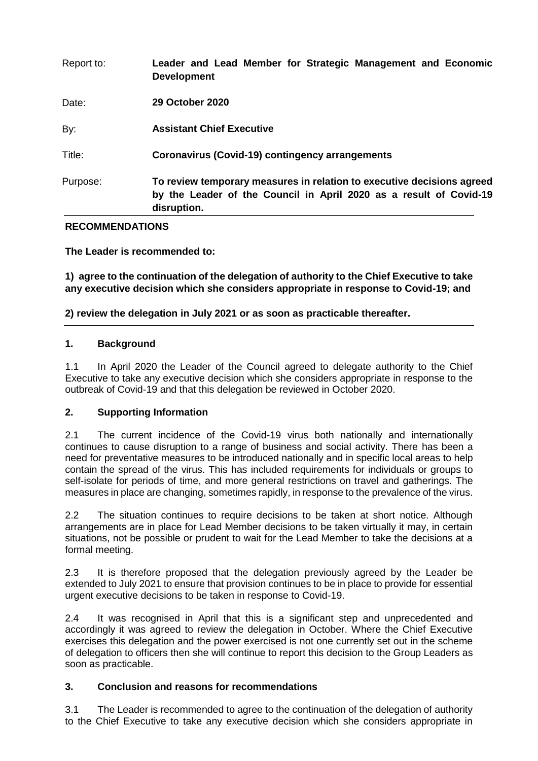| | |
|---|---|
| Report to: | **Leader and Lead Member for Strategic Management and Economic Development** |
| Date: | **29 October 2020** |
| By: | **Assistant Chief Executive** |
| Title: | **Coronavirus (Covid-19) contingency arrangements** |
| Purpose: | **To review temporary measures in relation to executive decisions agreed by the Leader of the Council in April 2020 as a result of Covid-19 disruption.** |

**RECOMMENDATIONS**

**The Leader is recommended to:**

**1) agree to the continuation of the delegation of authority to the Chief Executive to take any executive decision which she considers appropriate in response to Covid-19; and**

**2) review the delegation in July 2021 or as soon as practicable thereafter.**

## 1. Background

1.1 In April 2020 the Leader of the Council agreed to delegate authority to the Chief Executive to take any executive decision which she considers appropriate in response to the outbreak of Covid-19 and that this delegation be reviewed in October 2020.

## 2. Supporting Information

2.1 The current incidence of the Covid-19 virus both nationally and internationally continues to cause disruption to a range of business and social activity. There has been a need for preventative measures to be introduced nationally and in specific local areas to help contain the spread of the virus. This has included requirements for individuals or groups to self-isolate for periods of time, and more general restrictions on travel and gatherings. The measures in place are changing, sometimes rapidly, in response to the prevalence of the virus.

2.2 The situation continues to require decisions to be taken at short notice. Although arrangements are in place for Lead Member decisions to be taken virtually it may, in certain situations, not be possible or prudent to wait for the Lead Member to take the decisions at a formal meeting.

2.3 It is therefore proposed that the delegation previously agreed by the Leader be extended to July 2021 to ensure that provision continues to be in place to provide for essential urgent executive decisions to be taken in response to Covid-19.

2.4 It was recognised in April that this is a significant step and unprecedented and accordingly it was agreed to review the delegation in October. Where the Chief Executive exercises this delegation and the power exercised is not one currently set out in the scheme of delegation to officers then she will continue to report this decision to the Group Leaders as soon as practicable.

## 3. Conclusion and reasons for recommendations

3.1 The Leader is recommended to agree to the continuation of the delegation of authority to the Chief Executive to take any executive decision which she considers appropriate in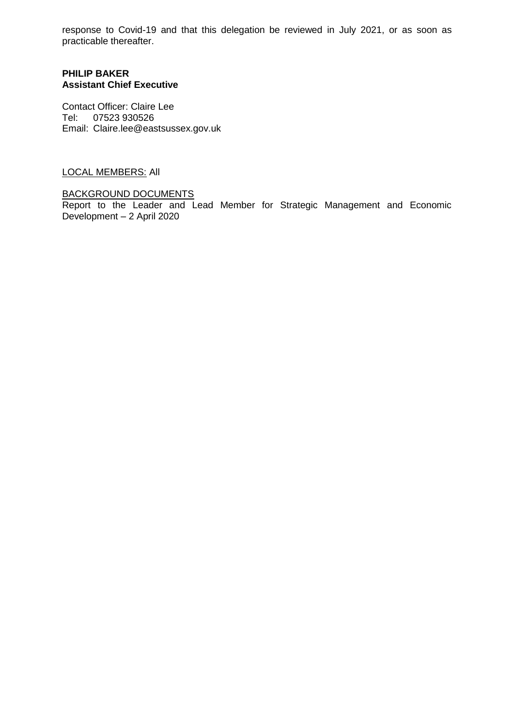response to Covid-19 and that this delegation be reviewed in July 2021, or as soon as practicable thereafter.

**PHILIP BAKER**
**Assistant Chief Executive**

Contact Officer: Claire Lee
Tel: 07523 930526
Email: Claire.lee@eastsussex.gov.uk

LOCAL MEMBERS: All

BACKGROUND DOCUMENTS
Report to the Leader and Lead Member for Strategic Management and Economic Development – 2 April 2020